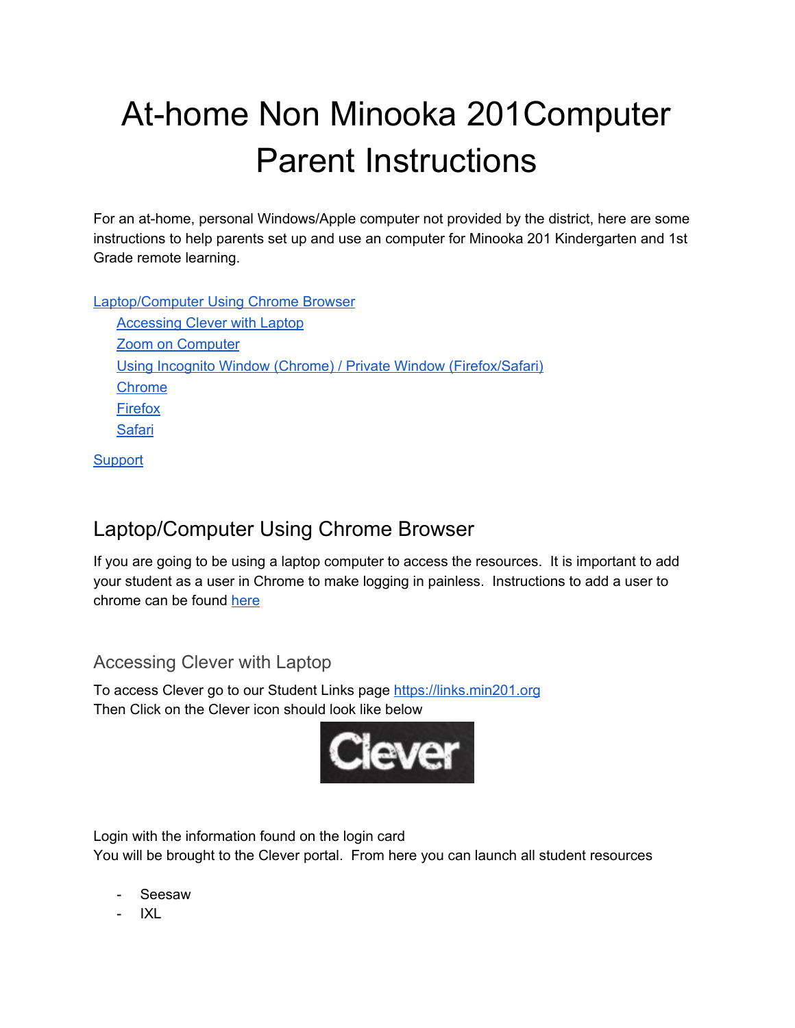# At-home Non Minooka 201Computer Parent Instructions

For an at-home, personal Windows/Apple computer not provided by the district, here are some instructions to help parents set up and use an computer for Minooka 201 Kindergarten and 1st Grade remote learning.

[Laptop/Computer Using Chrome Browser](#)
- [Accessing Clever with Laptop](#)
- [Zoom on Computer](#)
- [Using Incognito Window (Chrome) / Private Window (Firefox/Safari)](#)
- [Chrome](#)
- [Firefox](#)
- [Safari](#)

[Support](#)

## Laptop/Computer Using Chrome Browser

If you are going to be using a laptop computer to access the resources. It is important to add your student as a user in Chrome to make logging in painless. Instructions to add a user to chrome can be found [here](#)

### Accessing Clever with Laptop

To access Clever go to our Student Links page [https://links.min201.org](https://links.min201.org)
Then Click on the Clever icon should look like below

Clever

Login with the information found on the login card
You will be brought to the Clever portal. From here you can launch all student resources

- Seesaw
- IXL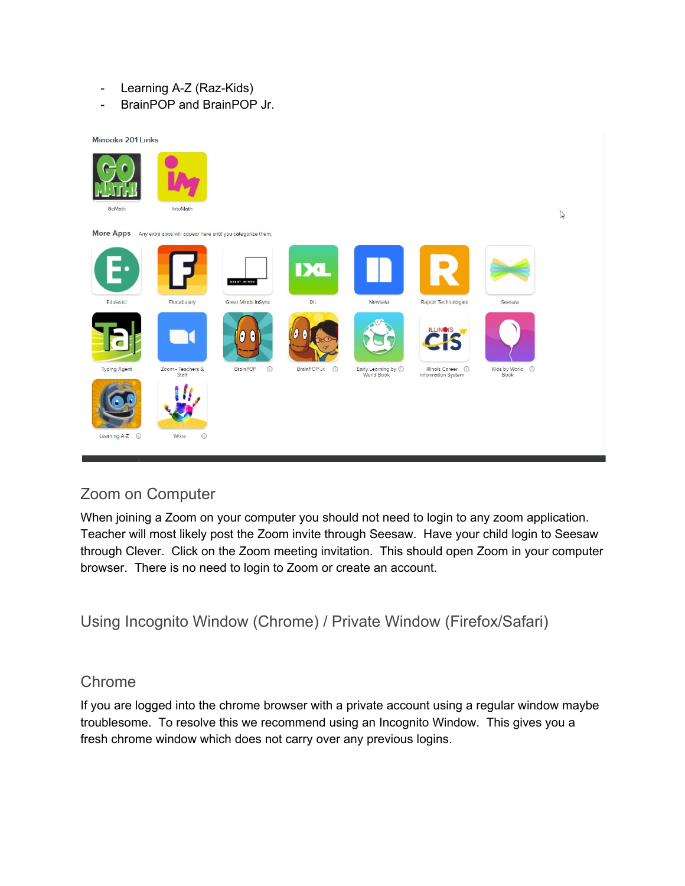- Learning A-Z (Raz-Kids)
- BrainPOP and BrainPOP Jr.

## Zoom on Computer

When joining a Zoom on your computer you should not need to login to any zoom application. Teacher will most likely post the Zoom invite through Seesaw. Have your child login to Seesaw through Clever. Click on the Zoom meeting invitation. This should open Zoom in your computer browser. There is no need to login to Zoom or create an account.

## Using Incognito Window (Chrome) / Private Window (Firefox/Safari)

### Chrome

If you are logged into the chrome browser with a private account using a regular window maybe troublesome. To resolve this we recommend using an Incognito Window. This gives you a fresh chrome window which does not carry over any previous logins.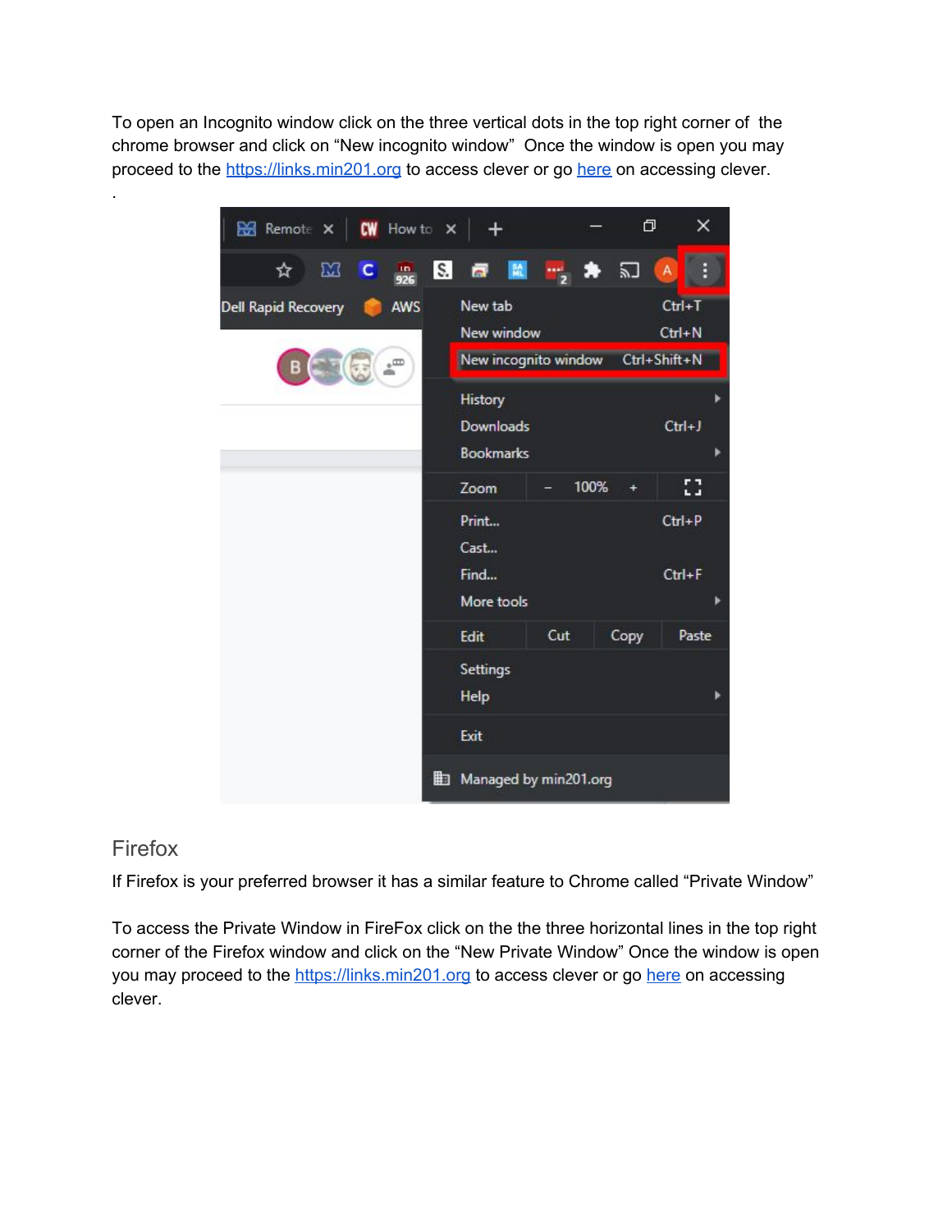To open an Incognito window click on the three vertical dots in the top right corner of the chrome browser and click on "New incognito window" Once the window is open you may proceed to the [https://links.min201.org](https://links.min201.org) to access clever or go here on accessing clever.

.

## Firefox

If Firefox is your preferred browser it has a similar feature to Chrome called "Private Window"

To access the Private Window in FireFox click on the the three horizontal lines in the top right corner of the Firefox window and click on the "New Private Window" Once the window is open you may proceed to the [https://links.min201.org](https://links.min201.org) to access clever or go here on accessing clever.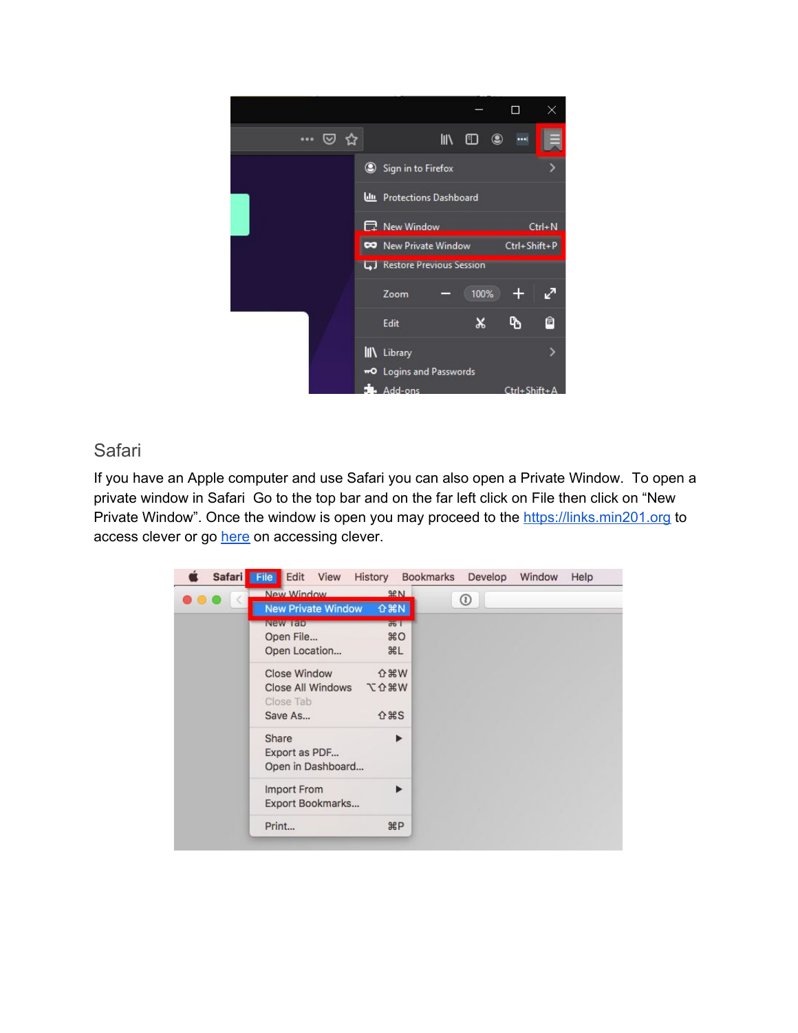## Safari

If you have an Apple computer and use Safari you can also open a Private Window. To open a private window in Safari Go to the top bar and on the far left click on File then click on "New Private Window". Once the window is open you may proceed to the https://links.min201.org to access clever or go here on accessing clever.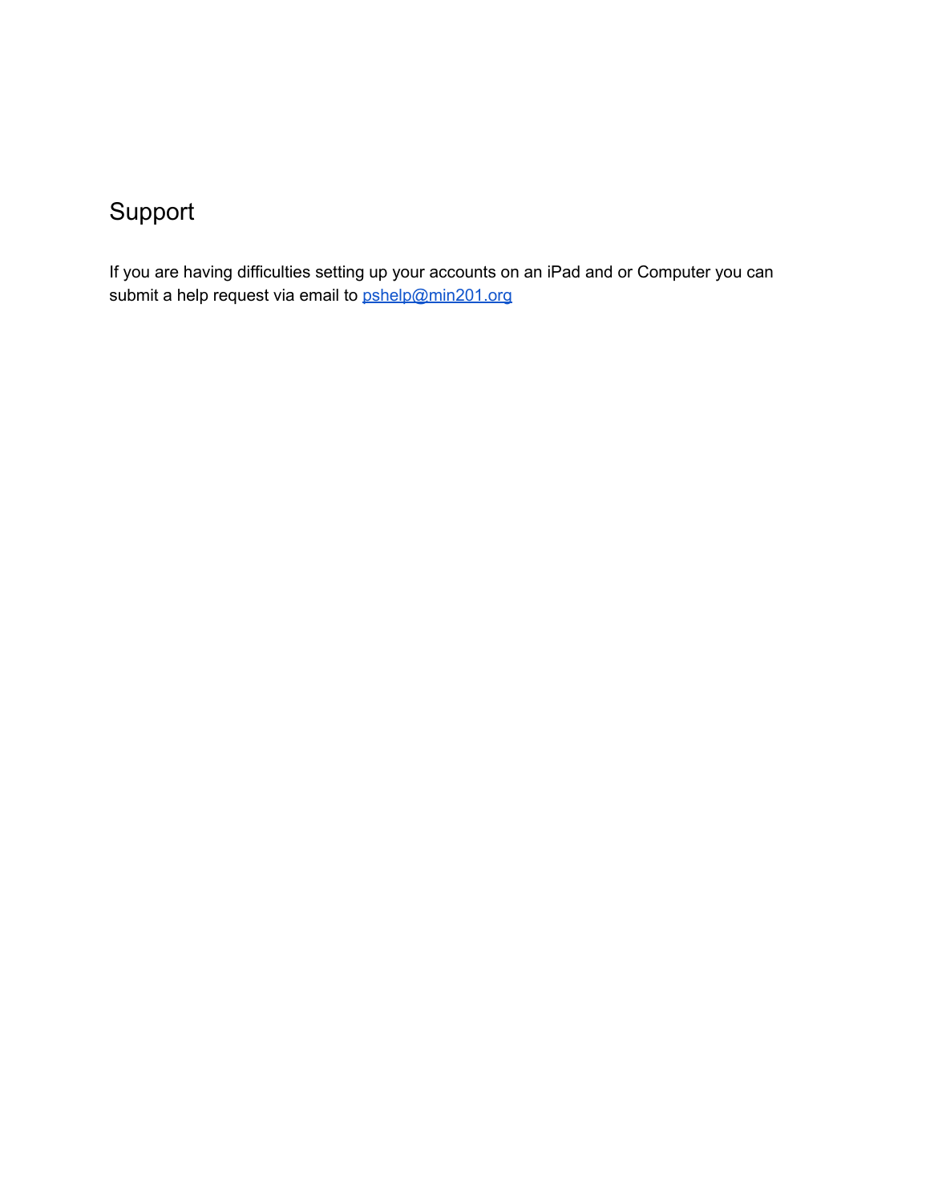## Support

If you are having difficulties setting up your accounts on an iPad and or Computer you can submit a help request via email to [pshelp@min201.org](mailto:pshelp@min201.org)